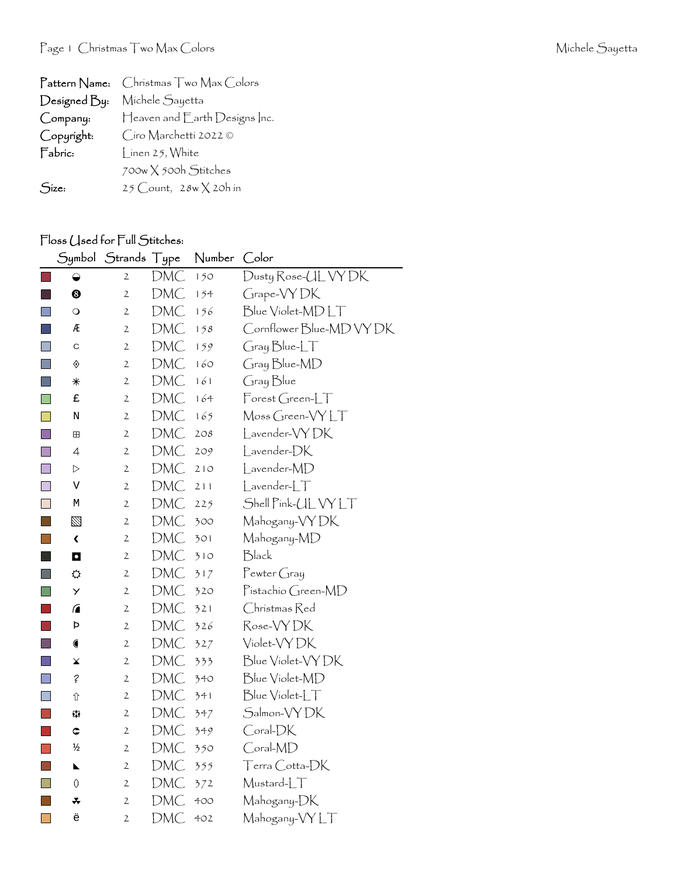Pattern Name: Christmas Two Max Colors
Designed By: Michele Sayetta
Company: Heaven and Earth Designs Inc.
Copyright: Ciro Marchetti 2022 ©
Fabric: Linen 25, White
700w X 500h Stitches
Size: 25 Count, 28w X 20h in

Floss Used for Full Stitches:

| Symbol | Strands | Type | Number | Color |
|---|---|---|---|---|
| ◒ | 2 | DMC | 150 | Dusty Rose-UL VY DK |
| ❽ | 2 | DMC | 154 | Grape-VY DK |
| ❍ | 2 | DMC | 156 | Blue Violet-MD LT |
| Æ | 2 | DMC | 158 | Cornflower Blue-MD VY DK |
| c | 2 | DMC | 159 | Gray Blue-LT |
| ◊ | 2 | DMC | 160 | Gray Blue-MD |
| ✳ | 2 | DMC | 161 | Gray Blue |
| £ | 2 | DMC | 164 | Forest Green-LT |
| N | 2 | DMC | 165 | Moss Green-VY LT |
| ⊞ | 2 | DMC | 208 | Lavender-VY DK |
| 4 | 2 | DMC | 209 | Lavender-DK |
| ▷ | 2 | DMC | 210 | Lavender-MD |
| V | 2 | DMC | 211 | Lavender-LT |
| M | 2 | DMC | 225 | Shell Pink-UL VY LT |
| ▧ | 2 | DMC | 300 | Mahogany-VY DK |
| ❮ | 2 | DMC | 301 | Mahogany-MD |
| ◘ | 2 | DMC | 310 | Black |
| ☼ | 2 | DMC | 317 | Pewter Gray |
| Y | 2 | DMC | 320 | Pistachio Green-MD |
| ◢ | 2 | DMC | 321 | Christmas Red |
| Þ | 2 | DMC | 326 | Rose-VY DK |
| ◐ | 2 | DMC | 327 | Violet-VY DK |
| ⨯ | 2 | DMC | 333 | Blue Violet-VY DK |
| ? | 2 | DMC | 340 | Blue Violet-MD |
| ⇧ | 2 | DMC | 341 | Blue Violet-LT |
| ❃ | 2 | DMC | 347 | Salmon-VY DK |
| ⊂ | 2 | DMC | 349 | Coral-DK |
| ½ | 2 | DMC | 350 | Coral-MD |
| ◣ | 2 | DMC | 355 | Terra Cotta-DK |
| 0 | 2 | DMC | 372 | Mustard-LT |
| ♣ | 2 | DMC | 400 | Mahogany-DK |
| ë | 2 | DMC | 402 | Mahogany-VY LT |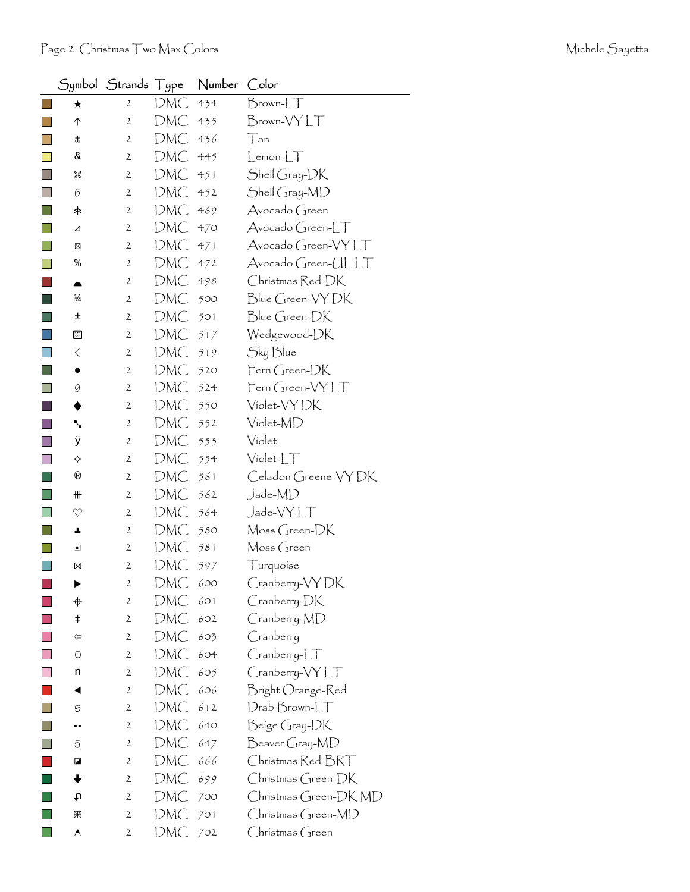| Symbol | Strands | Type | Number | Color |
|---|---|---|---|---|
| ★ | 2 | DMC | 434 | Brown-LT |
| ↑ | 2 | DMC | 435 | Brown-VY LT |
| ⚓ | 2 | DMC | 436 | Tan |
| & | 2 | DMC | 445 | Lemon-LT |
| ⌘ | 2 | DMC | 451 | Shell Gray-DK |
| 6 | 2 | DMC | 452 | Shell Gray-MD |
| 未 | 2 | DMC | 469 | Avocado Green |
| ⊿ | 2 | DMC | 470 | Avocado Green-LT |
| ⊠ | 2 | DMC | 471 | Avocado Green-VY LT |
| % | 2 | DMC | 472 | Avocado Green-UL LT |
| ◓ | 2 | DMC | 498 | Christmas Red-DK |
| ¼ | 2 | DMC | 500 | Blue Green-VY DK |
| ± | 2 | DMC | 501 | Blue Green-DK |
| ▩ | 2 | DMC | 517 | Wedgewood-DK |
| < | 2 | DMC | 519 | Sky Blue |
| ● | 2 | DMC | 520 | Fern Green-DK |
| 9 | 2 | DMC | 524 | Fern Green-VY LT |
| ◆ | 2 | DMC | 550 | Violet-VY DK |
| ↘ | 2 | DMC | 552 | Violet-MD |
| ÿ | 2 | DMC | 553 | Violet |
| ✧ | 2 | DMC | 554 | Violet-LT |
| ® | 2 | DMC | 561 | Celadon Greene-VY DK |
| ⧻ | 2 | DMC | 562 | Jade-MD |
| ♡ | 2 | DMC | 564 | Jade-VY LT |
| ┸ | 2 | DMC | 580 | Moss Green-DK |
| ┛ | 2 | DMC | 581 | Moss Green |
| ⋈ | 2 | DMC | 597 | Turquoise |
| ▶ | 2 | DMC | 600 | Cranberry-VY DK |
| ⌖ | 2 | DMC | 601 | Cranberry-DK |
| ǂ | 2 | DMC | 602 | Cranberry-MD |
| ⇦ | 2 | DMC | 603 | Cranberry |
| ○ | 2 | DMC | 604 | Cranberry-LT |
| n | 2 | DMC | 605 | Cranberry-VY LT |
| ◀ | 2 | DMC | 606 | Bright Orange-Red |
| ട | 2 | DMC | 612 | Drab Brown-LT |
| •• | 2 | DMC | 640 | Beige Gray-DK |
| 5 | 2 | DMC | 647 | Beaver Gray-MD |
| ◪ | 2 | DMC | 666 | Christmas Red-BRT |
| 🡇 | 2 | DMC | 699 | Christmas Green-DK |
| ⎌ | 2 | DMC | 700 | Christmas Green-DK MD |
| ⊞ | 2 | DMC | 701 | Christmas Green-MD |
| ⋏ | 2 | DMC | 702 | Christmas Green |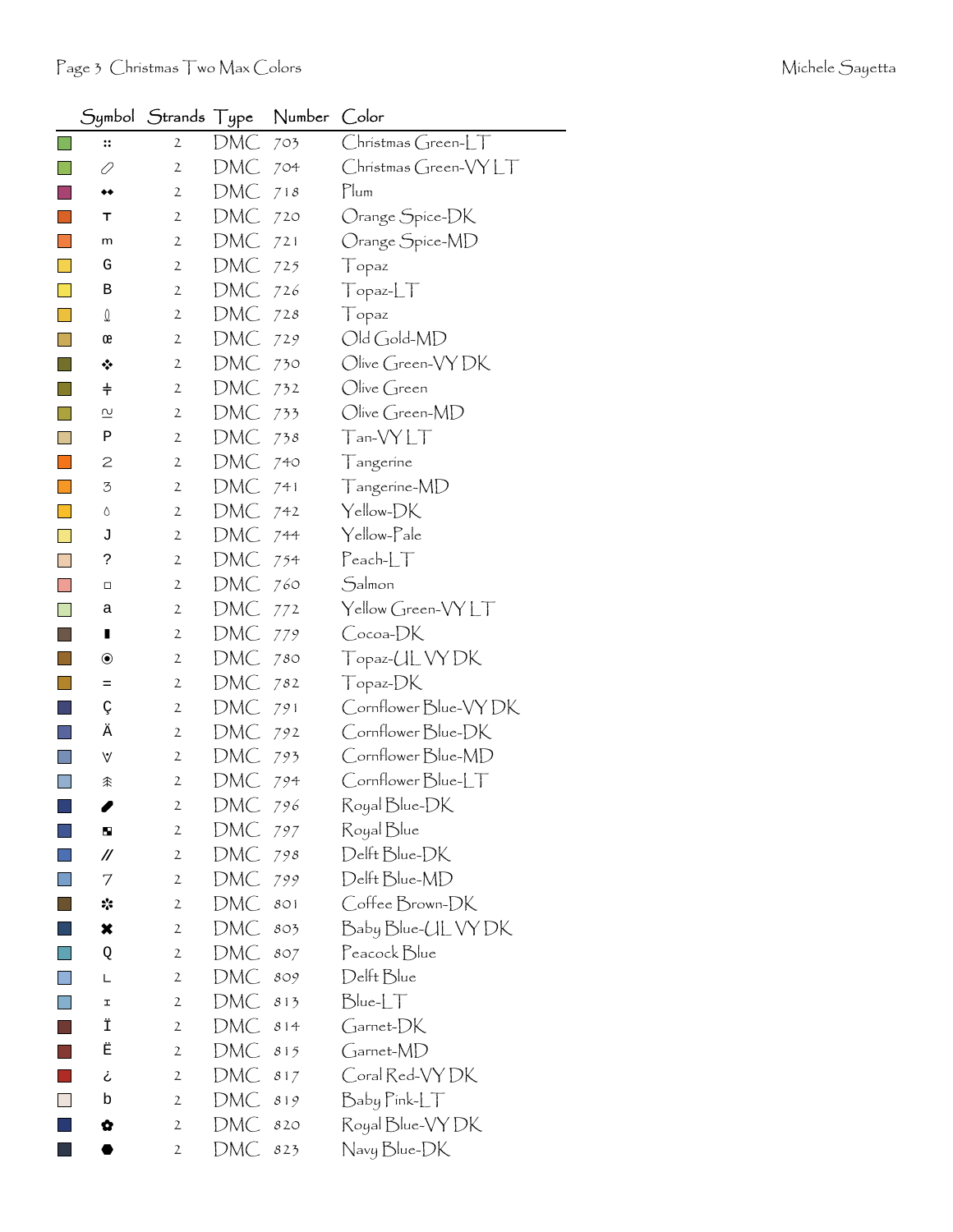| Symbol | Strands | Type | Number | Color |
|---|---|---|---|---|
| :: | 2 | DMC | 703 | Christmas Green-LT |
| ⊘ | 2 | DMC | 704 | Christmas Green-VY LT |
| ◆◆ | 2 | DMC | 718 | Plum |
| T | 2 | DMC | 720 | Orange Spice-DK |
| m | 2 | DMC | 721 | Orange Spice-MD |
| G | 2 | DMC | 725 | Topaz |
| B | 2 | DMC | 726 | Topaz-LT |
| ℓ | 2 | DMC | 728 | Topaz |
| œ | 2 | DMC | 729 | Old Gold-MD |
| ❖ | 2 | DMC | 730 | Olive Green-VY DK |
| ǂ | 2 | DMC | 732 | Olive Green |
| ≅ | 2 | DMC | 733 | Olive Green-MD |
| P | 2 | DMC | 738 | Tan-VY LT |
| 2 | 2 | DMC | 740 | Tangerine |
| 3 | 2 | DMC | 741 | Tangerine-MD |
| ◊ | 2 | DMC | 742 | Yellow-DK |
| J | 2 | DMC | 744 | Yellow-Pale |
| ? | 2 | DMC | 754 | Peach-LT |
| ◻ | 2 | DMC | 760 | Salmon |
| a | 2 | DMC | 772 | Yellow Green-VY LT |
| ▮ | 2 | DMC | 779 | Cocoa-DK |
| ⦿ | 2 | DMC | 780 | Topaz-UL VY DK |
| = | 2 | DMC | 782 | Topaz-DK |
| Ç | 2 | DMC | 791 | Cornflower Blue-VY DK |
| Ä | 2 | DMC | 792 | Cornflower Blue-DK |
| ∀ | 2 | DMC | 793 | Cornflower Blue-MD |
| ⩯ | 2 | DMC | 794 | Cornflower Blue-LT |
| ✐ | 2 | DMC | 796 | Royal Blue-DK |
| ◪ | 2 | DMC | 797 | Royal Blue |
| // | 2 | DMC | 798 | Delft Blue-DK |
| 7 | 2 | DMC | 799 | Delft Blue-MD |
| ✼ | 2 | DMC | 801 | Coffee Brown-DK |
| ✖ | 2 | DMC | 803 | Baby Blue-UL VY DK |
| Q | 2 | DMC | 807 | Peacock Blue |
| L | 2 | DMC | 809 | Delft Blue |
| ɪ | 2 | DMC | 813 | Blue-LT |
| Ï | 2 | DMC | 814 | Garnet-DK |
| Ë | 2 | DMC | 815 | Garnet-MD |
| ¿ | 2 | DMC | 817 | Coral Red-VY DK |
| b | 2 | DMC | 819 | Baby Pink-LT |
| ✿ | 2 | DMC | 820 | Royal Blue-VY DK |
| ⬣ | 2 | DMC | 823 | Navy Blue-DK |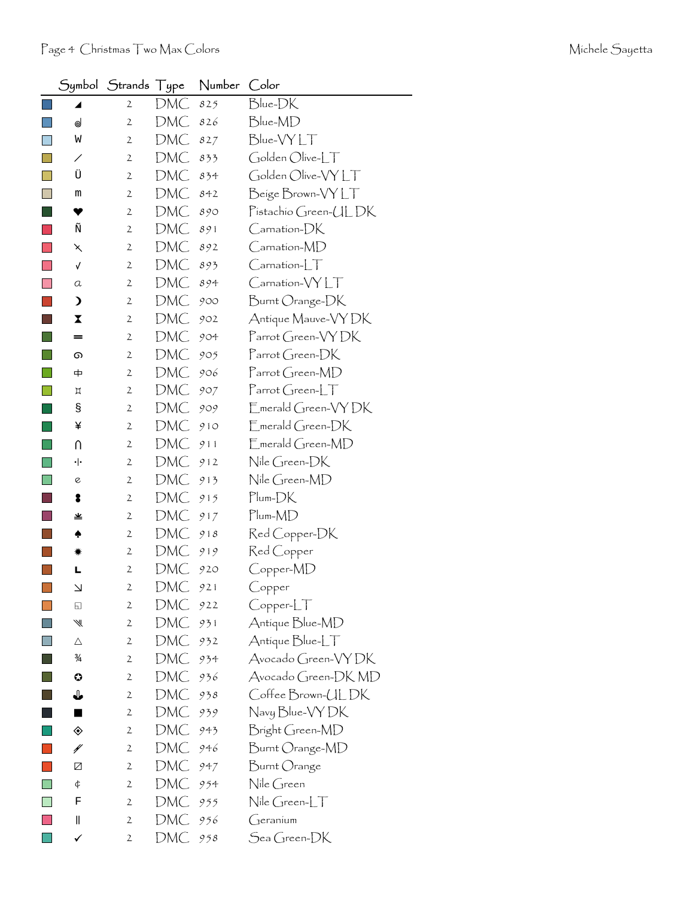| Symbol | Strands | Type | Number | Color |
|---|---|---|---|---|
| ◢ | 2 | DMC | 825 | Blue-DK |
| ᑯ | 2 | DMC | 826 | Blue-MD |
| W | 2 | DMC | 827 | Blue-VY LT |
| ⁄ | 2 | DMC | 833 | Golden Olive-LT |
| Ü | 2 | DMC | 834 | Golden Olive-VY LT |
| m | 2 | DMC | 842 | Beige Brown-VY LT |
| ❤ | 2 | DMC | 890 | Pistachio Green-UL DK |
| Ñ | 2 | DMC | 891 | Carnation-DK |
| ⨯ | 2 | DMC | 892 | Carnation-MD |
| √ | 2 | DMC | 893 | Carnation-LT |
| a | 2 | DMC | 894 | Carnation-VY LT |
| ❩ | 2 | DMC | 900 | Burnt Orange-DK |
| ⧗ | 2 | DMC | 902 | Antique Mauve-VY DK |
| ═ | 2 | DMC | 904 | Parrot Green-VY DK |
| ၈ | 2 | DMC | 905 | Parrot Green-DK |
| ⌖ | 2 | DMC | 906 | Parrot Green-MD |
| ¤ | 2 | DMC | 907 | Parrot Green-LT |
| § | 2 | DMC | 909 | Emerald Green-VY DK |
| ¥ | 2 | DMC | 910 | Emerald Green-DK |
| ∩ | 2 | DMC | 911 | Emerald Green-MD |
| ·|· | 2 | DMC | 912 | Nile Green-DK |
| ⅇ | 2 | DMC | 913 | Nile Green-MD |
| ⁑ | 2 | DMC | 915 | Plum-DK |
| ≚ | 2 | DMC | 917 | Plum-MD |
| ♠ | 2 | DMC | 918 | Red Copper-DK |
| ✹ | 2 | DMC | 919 | Red Copper |
| L | 2 | DMC | 920 | Copper-MD |
| ↘ | 2 | DMC | 921 | Copper |
| ◱ | 2 | DMC | 922 | Copper-LT |
| ⫷ | 2 | DMC | 931 | Antique Blue-MD |
| △ | 2 | DMC | 932 | Antique Blue-LT |
| ¾ | 2 | DMC | 934 | Avocado Green-VY DK |
| ✪ | 2 | DMC | 936 | Avocado Green-DK MD |
| ⚓ | 2 | DMC | 938 | Coffee Brown-UL DK |
| ■ | 2 | DMC | 939 | Navy Blue-VY DK |
| ◈ | 2 | DMC | 943 | Bright Green-MD |
| ⫽ | 2 | DMC | 946 | Burnt Orange-MD |
| ◪ | 2 | DMC | 947 | Burnt Orange |
| ¢ | 2 | DMC | 954 | Nile Green |
| F | 2 | DMC | 955 | Nile Green-LT |
| ‖ | 2 | DMC | 956 | Geranium |
| ✓ | 2 | DMC | 958 | Sea Green-DK |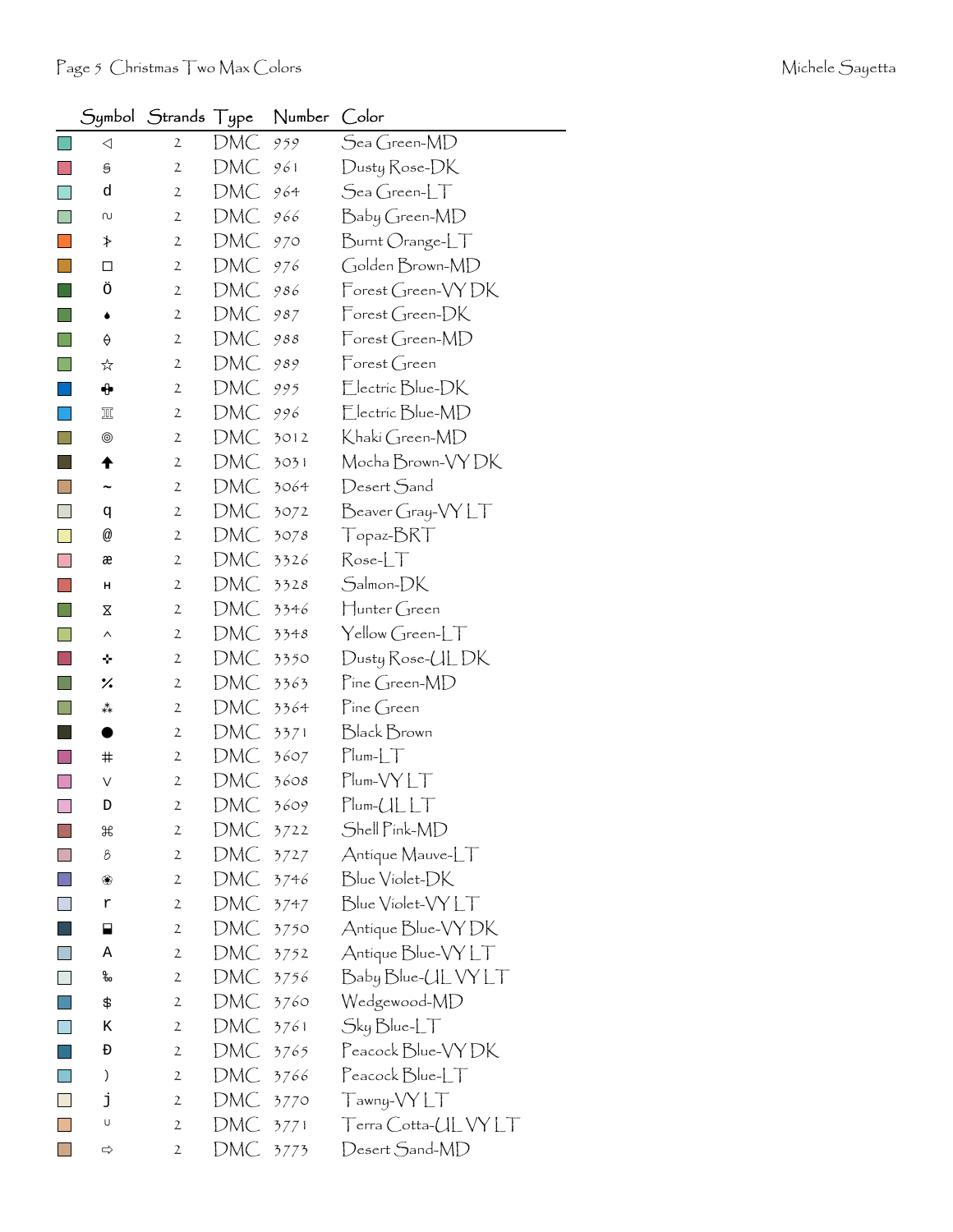| Symbol | Strands | Type | Number | Color |
|---|---|---|---|---|
| ◁ | 2 | DMC | 959 | Sea Green-MD |
| ƨ | 2 | DMC | 961 | Dusty Rose-DK |
| d | 2 | DMC | 964 | Sea Green-LT |
| ∾ | 2 | DMC | 966 | Baby Green-MD |
| Ϸ | 2 | DMC | 970 | Burnt Orange-LT |
| ◻ | 2 | DMC | 976 | Golden Brown-MD |
| Ö | 2 | DMC | 986 | Forest Green-VY DK |
| ♦ | 2 | DMC | 987 | Forest Green-DK |
| ◊ | 2 | DMC | 988 | Forest Green-MD |
| ☆ | 2 | DMC | 989 | Forest Green |
| ✚ | 2 | DMC | 995 | Electric Blue-DK |
| ♊ | 2 | DMC | 996 | Electric Blue-MD |
| ◎ | 2 | DMC | 3012 | Khaki Green-MD |
| 🡅 | 2 | DMC | 3031 | Mocha Brown-VY DK |
| ~ | 2 | DMC | 3064 | Desert Sand |
| q | 2 | DMC | 3072 | Beaver Gray-VY LT |
| @ | 2 | DMC | 3078 | Topaz-BRT |
| æ | 2 | DMC | 3326 | Rose-LT |
| н | 2 | DMC | 3328 | Salmon-DK |
| ⧖ | 2 | DMC | 3346 | Hunter Green |
| ^ | 2 | DMC | 3348 | Yellow Green-LT |
| ✜ | 2 | DMC | 3350 | Dusty Rose-UL DK |
| ⁒ | 2 | DMC | 3363 | Pine Green-MD |
| ⁂ | 2 | DMC | 3364 | Pine Green |
| ● | 2 | DMC | 3371 | Black Brown |
| # | 2 | DMC | 3607 | Plum-LT |
| v | 2 | DMC | 3608 | Plum-VY LT |
| D | 2 | DMC | 3609 | Plum-UL LT |
| ⌘ | 2 | DMC | 3722 | Shell Pink-MD |
| ϐ | 2 | DMC | 3727 | Antique Mauve-LT |
| ❀ | 2 | DMC | 3746 | Blue Violet-DK |
| r | 2 | DMC | 3747 | Blue Violet-VY LT |
| ⬓ | 2 | DMC | 3750 | Antique Blue-VY DK |
| A | 2 | DMC | 3752 | Antique Blue-VY LT |
| ‰ | 2 | DMC | 3756 | Baby Blue-UL VY LT |
| $ | 2 | DMC | 3760 | Wedgewood-MD |
| K | 2 | DMC | 3761 | Sky Blue-LT |
| Đ | 2 | DMC | 3765 | Peacock Blue-VY DK |
| ) | 2 | DMC | 3766 | Peacock Blue-LT |
| j | 2 | DMC | 3770 | Tawny-VY LT |
| ∪ | 2 | DMC | 3771 | Terra Cotta-UL VY LT |
| ⇨ | 2 | DMC | 3773 | Desert Sand-MD |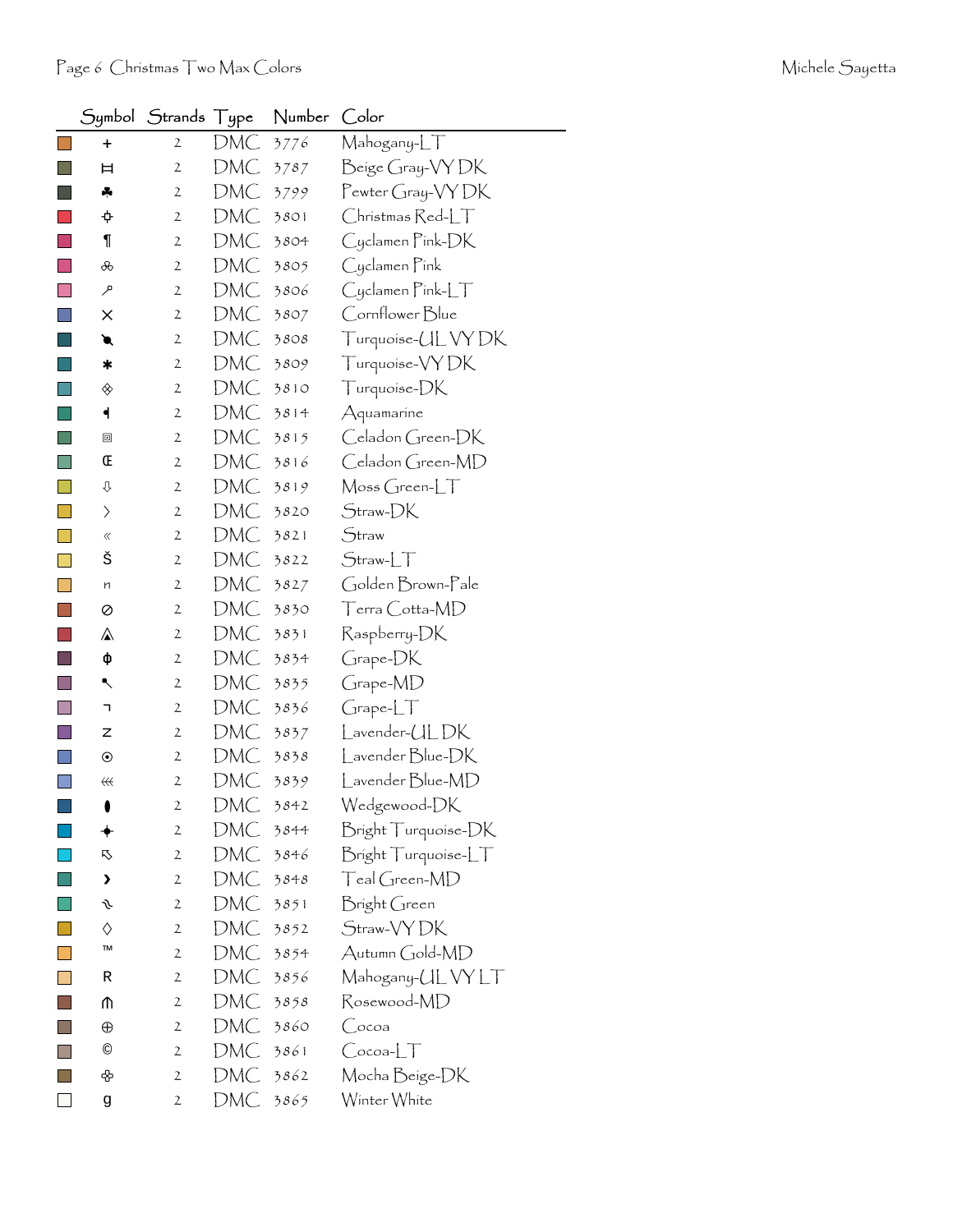| | Symbol | Strands | Type | Number | Color |
|---|---|---|---|---|---|
| | + | 2 | DMC | 3776 | Mahogany-LT |
| | ⌶ | 2 | DMC | 3787 | Beige Gray-VY DK |
| | ♣ | 2 | DMC | 3799 | Pewter Gray-VY DK |
| | ✜ | 2 | DMC | 3801 | Christmas Red-LT |
| | ¶ | 2 | DMC | 3804 | Cyclamen Pink-DK |
| | ஃ | 2 | DMC | 3805 | Cyclamen Pink |
| | ⸕ | 2 | DMC | 3806 | Cyclamen Pink-LT |
| | ✕ | 2 | DMC | 3807 | Cornflower Blue |
| | ◥ | 2 | DMC | 3808 | Turquoise-UL VY DK |
| | ✱ | 2 | DMC | 3809 | Turquoise-VY DK |
| | ◈ | 2 | DMC | 3810 | Turquoise-DK |
| | ◂ | 2 | DMC | 3814 | Aquamarine |
| | ▣ | 2 | DMC | 3815 | Celadon Green-DK |
| | Œ | 2 | DMC | 3816 | Celadon Green-MD |
| | ⇩ | 2 | DMC | 3819 | Moss Green-LT |
| | 〉 | 2 | DMC | 3820 | Straw-DK |
| | « | 2 | DMC | 3821 | Straw |
| | Š | 2 | DMC | 3822 | Straw-LT |
| | ո | 2 | DMC | 3827 | Golden Brown-Pale |
| | ⊘ | 2 | DMC | 3830 | Terra Cotta-MD |
| | ⟁ | 2 | DMC | 3831 | Raspberry-DK |
| | ɸ | 2 | DMC | 3834 | Grape-DK |
| | ◤ | 2 | DMC | 3835 | Grape-MD |
| | ¬ | 2 | DMC | 3836 | Grape-LT |
| | z | 2 | DMC | 3837 | Lavender-UL DK |
| | ⊙ | 2 | DMC | 3838 | Lavender Blue-DK |
| | ⋘ | 2 | DMC | 3839 | Lavender Blue-MD |
| | ⬮ | 2 | DMC | 3842 | Wedgewood-DK |
| | ✦ | 2 | DMC | 3844 | Bright Turquoise-DK |
| | ⇱ | 2 | DMC | 3846 | Bright Turquoise-LT |
| | ❯ | 2 | DMC | 3848 | Teal Green-MD |
| | ↯ | 2 | DMC | 3851 | Bright Green |
| | ◊ | 2 | DMC | 3852 | Straw-VY DK |
| | ™ | 2 | DMC | 3854 | Autumn Gold-MD |
| | R | 2 | DMC | 3856 | Mahogany-UL VY LT |
| | ⋔ | 2 | DMC | 3858 | Rosewood-MD |
| | ⊕ | 2 | DMC | 3860 | Cocoa |
| | © | 2 | DMC | 3861 | Cocoa-LT |
| | ✣ | 2 | DMC | 3862 | Mocha Beige-DK |
| | g | 2 | DMC | 3865 | Winter White |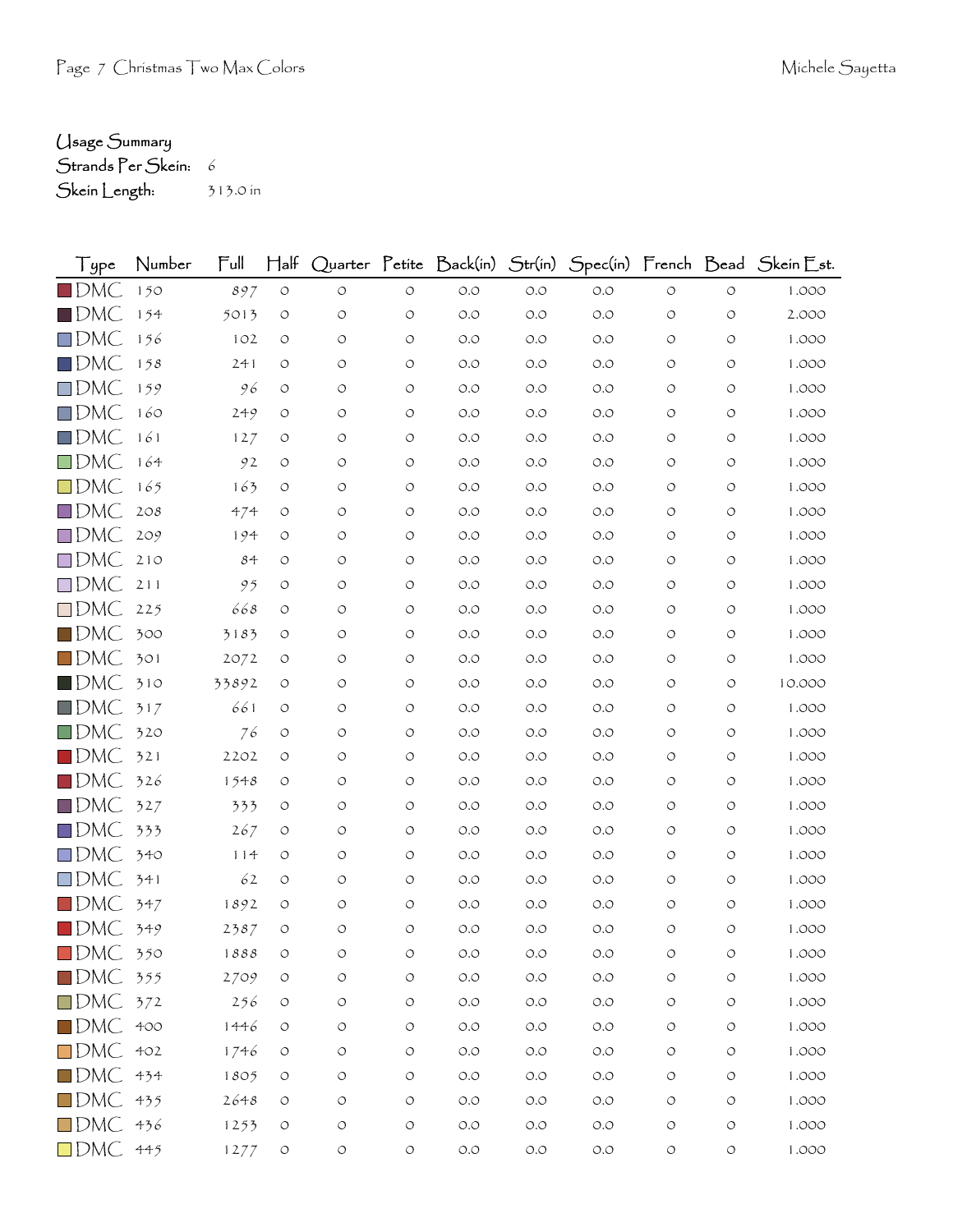Usage Summary
Strands Per Skein: 6
Skein Length: 313.0 in

| Type | Number | Full | Half | Quarter | Petite | Back(in) | Str(in) | Spec(in) | French | Bead | Skein Est. |
|---|---|---|---|---|---|---|---|---|---|---|---|
| DMC | 150 | 897 | 0 | 0 | 0 | 0.0 | 0.0 | 0.0 | 0 | 0 | 1.000 |
| DMC | 154 | 5013 | 0 | 0 | 0 | 0.0 | 0.0 | 0.0 | 0 | 0 | 2.000 |
| DMC | 156 | 102 | 0 | 0 | 0 | 0.0 | 0.0 | 0.0 | 0 | 0 | 1.000 |
| DMC | 158 | 241 | 0 | 0 | 0 | 0.0 | 0.0 | 0.0 | 0 | 0 | 1.000 |
| DMC | 159 | 96 | 0 | 0 | 0 | 0.0 | 0.0 | 0.0 | 0 | 0 | 1.000 |
| DMC | 160 | 249 | 0 | 0 | 0 | 0.0 | 0.0 | 0.0 | 0 | 0 | 1.000 |
| DMC | 161 | 127 | 0 | 0 | 0 | 0.0 | 0.0 | 0.0 | 0 | 0 | 1.000 |
| DMC | 164 | 92 | 0 | 0 | 0 | 0.0 | 0.0 | 0.0 | 0 | 0 | 1.000 |
| DMC | 165 | 163 | 0 | 0 | 0 | 0.0 | 0.0 | 0.0 | 0 | 0 | 1.000 |
| DMC | 208 | 474 | 0 | 0 | 0 | 0.0 | 0.0 | 0.0 | 0 | 0 | 1.000 |
| DMC | 209 | 194 | 0 | 0 | 0 | 0.0 | 0.0 | 0.0 | 0 | 0 | 1.000 |
| DMC | 210 | 84 | 0 | 0 | 0 | 0.0 | 0.0 | 0.0 | 0 | 0 | 1.000 |
| DMC | 211 | 95 | 0 | 0 | 0 | 0.0 | 0.0 | 0.0 | 0 | 0 | 1.000 |
| DMC | 225 | 668 | 0 | 0 | 0 | 0.0 | 0.0 | 0.0 | 0 | 0 | 1.000 |
| DMC | 300 | 3183 | 0 | 0 | 0 | 0.0 | 0.0 | 0.0 | 0 | 0 | 1.000 |
| DMC | 301 | 2072 | 0 | 0 | 0 | 0.0 | 0.0 | 0.0 | 0 | 0 | 1.000 |
| DMC | 310 | 33892 | 0 | 0 | 0 | 0.0 | 0.0 | 0.0 | 0 | 0 | 10.000 |
| DMC | 317 | 661 | 0 | 0 | 0 | 0.0 | 0.0 | 0.0 | 0 | 0 | 1.000 |
| DMC | 320 | 76 | 0 | 0 | 0 | 0.0 | 0.0 | 0.0 | 0 | 0 | 1.000 |
| DMC | 321 | 2202 | 0 | 0 | 0 | 0.0 | 0.0 | 0.0 | 0 | 0 | 1.000 |
| DMC | 326 | 1548 | 0 | 0 | 0 | 0.0 | 0.0 | 0.0 | 0 | 0 | 1.000 |
| DMC | 327 | 333 | 0 | 0 | 0 | 0.0 | 0.0 | 0.0 | 0 | 0 | 1.000 |
| DMC | 333 | 267 | 0 | 0 | 0 | 0.0 | 0.0 | 0.0 | 0 | 0 | 1.000 |
| DMC | 340 | 114 | 0 | 0 | 0 | 0.0 | 0.0 | 0.0 | 0 | 0 | 1.000 |
| DMC | 341 | 62 | 0 | 0 | 0 | 0.0 | 0.0 | 0.0 | 0 | 0 | 1.000 |
| DMC | 347 | 1892 | 0 | 0 | 0 | 0.0 | 0.0 | 0.0 | 0 | 0 | 1.000 |
| DMC | 349 | 2387 | 0 | 0 | 0 | 0.0 | 0.0 | 0.0 | 0 | 0 | 1.000 |
| DMC | 350 | 1888 | 0 | 0 | 0 | 0.0 | 0.0 | 0.0 | 0 | 0 | 1.000 |
| DMC | 355 | 2709 | 0 | 0 | 0 | 0.0 | 0.0 | 0.0 | 0 | 0 | 1.000 |
| DMC | 372 | 256 | 0 | 0 | 0 | 0.0 | 0.0 | 0.0 | 0 | 0 | 1.000 |
| DMC | 400 | 1446 | 0 | 0 | 0 | 0.0 | 0.0 | 0.0 | 0 | 0 | 1.000 |
| DMC | 402 | 1746 | 0 | 0 | 0 | 0.0 | 0.0 | 0.0 | 0 | 0 | 1.000 |
| DMC | 434 | 1805 | 0 | 0 | 0 | 0.0 | 0.0 | 0.0 | 0 | 0 | 1.000 |
| DMC | 435 | 2648 | 0 | 0 | 0 | 0.0 | 0.0 | 0.0 | 0 | 0 | 1.000 |
| DMC | 436 | 1253 | 0 | 0 | 0 | 0.0 | 0.0 | 0.0 | 0 | 0 | 1.000 |
| DMC | 445 | 1277 | 0 | 0 | 0 | 0.0 | 0.0 | 0.0 | 0 | 0 | 1.000 |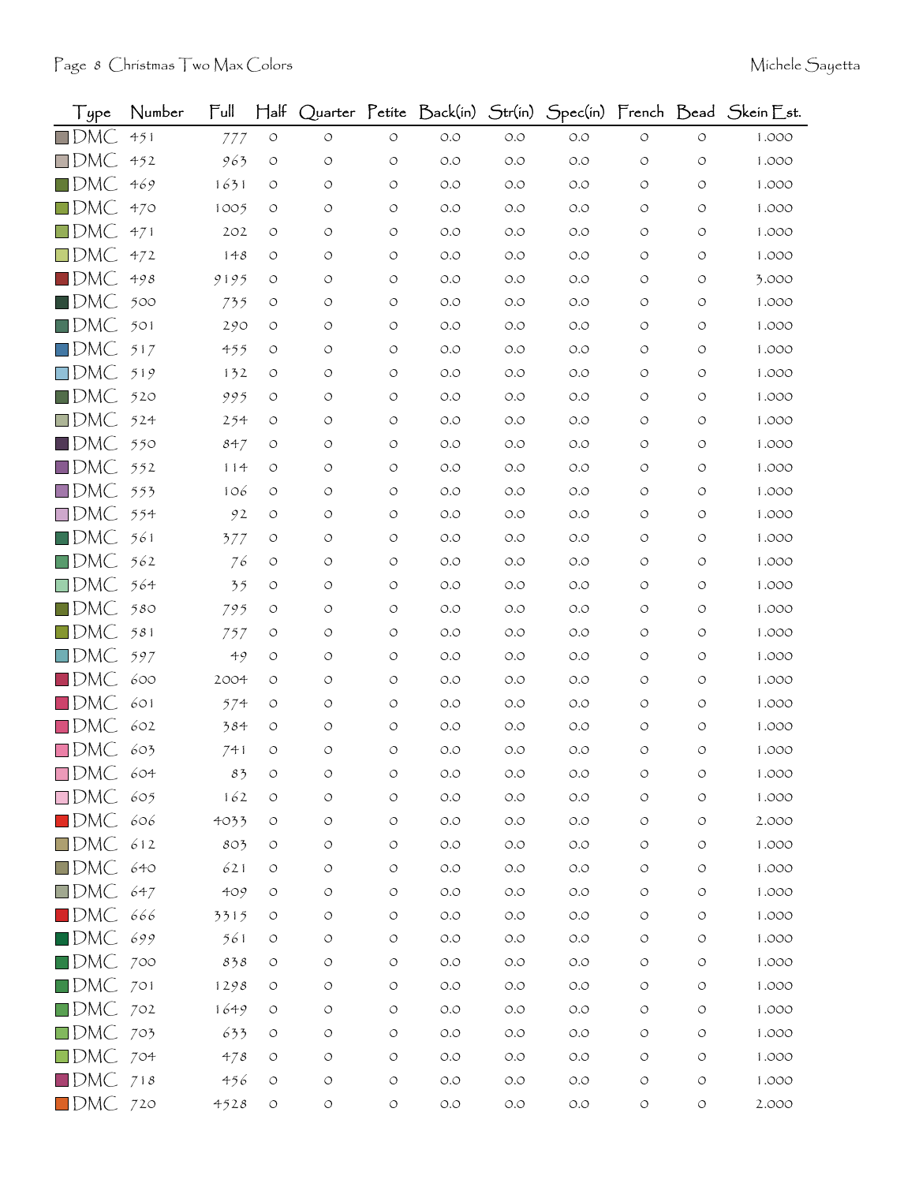| Type | Number | Full | Half | Quarter | Petite | Back(in) | Str(in) | Spec(in) | French | Bead | Skein Est. |
|---|---|---|---|---|---|---|---|---|---|---|---|
| DMC | 451 | 777 | 0 | 0 | 0 | 0.0 | 0.0 | 0.0 | 0 | 0 | 1.000 |
| DMC | 452 | 963 | 0 | 0 | 0 | 0.0 | 0.0 | 0.0 | 0 | 0 | 1.000 |
| DMC | 469 | 1631 | 0 | 0 | 0 | 0.0 | 0.0 | 0.0 | 0 | 0 | 1.000 |
| DMC | 470 | 1005 | 0 | 0 | 0 | 0.0 | 0.0 | 0.0 | 0 | 0 | 1.000 |
| DMC | 471 | 202 | 0 | 0 | 0 | 0.0 | 0.0 | 0.0 | 0 | 0 | 1.000 |
| DMC | 472 | 148 | 0 | 0 | 0 | 0.0 | 0.0 | 0.0 | 0 | 0 | 1.000 |
| DMC | 498 | 9195 | 0 | 0 | 0 | 0.0 | 0.0 | 0.0 | 0 | 0 | 3.000 |
| DMC | 500 | 735 | 0 | 0 | 0 | 0.0 | 0.0 | 0.0 | 0 | 0 | 1.000 |
| DMC | 501 | 290 | 0 | 0 | 0 | 0.0 | 0.0 | 0.0 | 0 | 0 | 1.000 |
| DMC | 517 | 455 | 0 | 0 | 0 | 0.0 | 0.0 | 0.0 | 0 | 0 | 1.000 |
| DMC | 519 | 132 | 0 | 0 | 0 | 0.0 | 0.0 | 0.0 | 0 | 0 | 1.000 |
| DMC | 520 | 995 | 0 | 0 | 0 | 0.0 | 0.0 | 0.0 | 0 | 0 | 1.000 |
| DMC | 524 | 254 | 0 | 0 | 0 | 0.0 | 0.0 | 0.0 | 0 | 0 | 1.000 |
| DMC | 550 | 847 | 0 | 0 | 0 | 0.0 | 0.0 | 0.0 | 0 | 0 | 1.000 |
| DMC | 552 | 114 | 0 | 0 | 0 | 0.0 | 0.0 | 0.0 | 0 | 0 | 1.000 |
| DMC | 553 | 106 | 0 | 0 | 0 | 0.0 | 0.0 | 0.0 | 0 | 0 | 1.000 |
| DMC | 554 | 92 | 0 | 0 | 0 | 0.0 | 0.0 | 0.0 | 0 | 0 | 1.000 |
| DMC | 561 | 377 | 0 | 0 | 0 | 0.0 | 0.0 | 0.0 | 0 | 0 | 1.000 |
| DMC | 562 | 76 | 0 | 0 | 0 | 0.0 | 0.0 | 0.0 | 0 | 0 | 1.000 |
| DMC | 564 | 35 | 0 | 0 | 0 | 0.0 | 0.0 | 0.0 | 0 | 0 | 1.000 |
| DMC | 580 | 795 | 0 | 0 | 0 | 0.0 | 0.0 | 0.0 | 0 | 0 | 1.000 |
| DMC | 581 | 757 | 0 | 0 | 0 | 0.0 | 0.0 | 0.0 | 0 | 0 | 1.000 |
| DMC | 597 | 49 | 0 | 0 | 0 | 0.0 | 0.0 | 0.0 | 0 | 0 | 1.000 |
| DMC | 600 | 2004 | 0 | 0 | 0 | 0.0 | 0.0 | 0.0 | 0 | 0 | 1.000 |
| DMC | 601 | 574 | 0 | 0 | 0 | 0.0 | 0.0 | 0.0 | 0 | 0 | 1.000 |
| DMC | 602 | 384 | 0 | 0 | 0 | 0.0 | 0.0 | 0.0 | 0 | 0 | 1.000 |
| DMC | 603 | 741 | 0 | 0 | 0 | 0.0 | 0.0 | 0.0 | 0 | 0 | 1.000 |
| DMC | 604 | 83 | 0 | 0 | 0 | 0.0 | 0.0 | 0.0 | 0 | 0 | 1.000 |
| DMC | 605 | 162 | 0 | 0 | 0 | 0.0 | 0.0 | 0.0 | 0 | 0 | 1.000 |
| DMC | 606 | 4033 | 0 | 0 | 0 | 0.0 | 0.0 | 0.0 | 0 | 0 | 2.000 |
| DMC | 612 | 803 | 0 | 0 | 0 | 0.0 | 0.0 | 0.0 | 0 | 0 | 1.000 |
| DMC | 640 | 621 | 0 | 0 | 0 | 0.0 | 0.0 | 0.0 | 0 | 0 | 1.000 |
| DMC | 647 | 409 | 0 | 0 | 0 | 0.0 | 0.0 | 0.0 | 0 | 0 | 1.000 |
| DMC | 666 | 3315 | 0 | 0 | 0 | 0.0 | 0.0 | 0.0 | 0 | 0 | 1.000 |
| DMC | 699 | 561 | 0 | 0 | 0 | 0.0 | 0.0 | 0.0 | 0 | 0 | 1.000 |
| DMC | 700 | 838 | 0 | 0 | 0 | 0.0 | 0.0 | 0.0 | 0 | 0 | 1.000 |
| DMC | 701 | 1298 | 0 | 0 | 0 | 0.0 | 0.0 | 0.0 | 0 | 0 | 1.000 |
| DMC | 702 | 1649 | 0 | 0 | 0 | 0.0 | 0.0 | 0.0 | 0 | 0 | 1.000 |
| DMC | 703 | 633 | 0 | 0 | 0 | 0.0 | 0.0 | 0.0 | 0 | 0 | 1.000 |
| DMC | 704 | 478 | 0 | 0 | 0 | 0.0 | 0.0 | 0.0 | 0 | 0 | 1.000 |
| DMC | 718 | 456 | 0 | 0 | 0 | 0.0 | 0.0 | 0.0 | 0 | 0 | 1.000 |
| DMC | 720 | 4528 | 0 | 0 | 0 | 0.0 | 0.0 | 0.0 | 0 | 0 | 2.000 |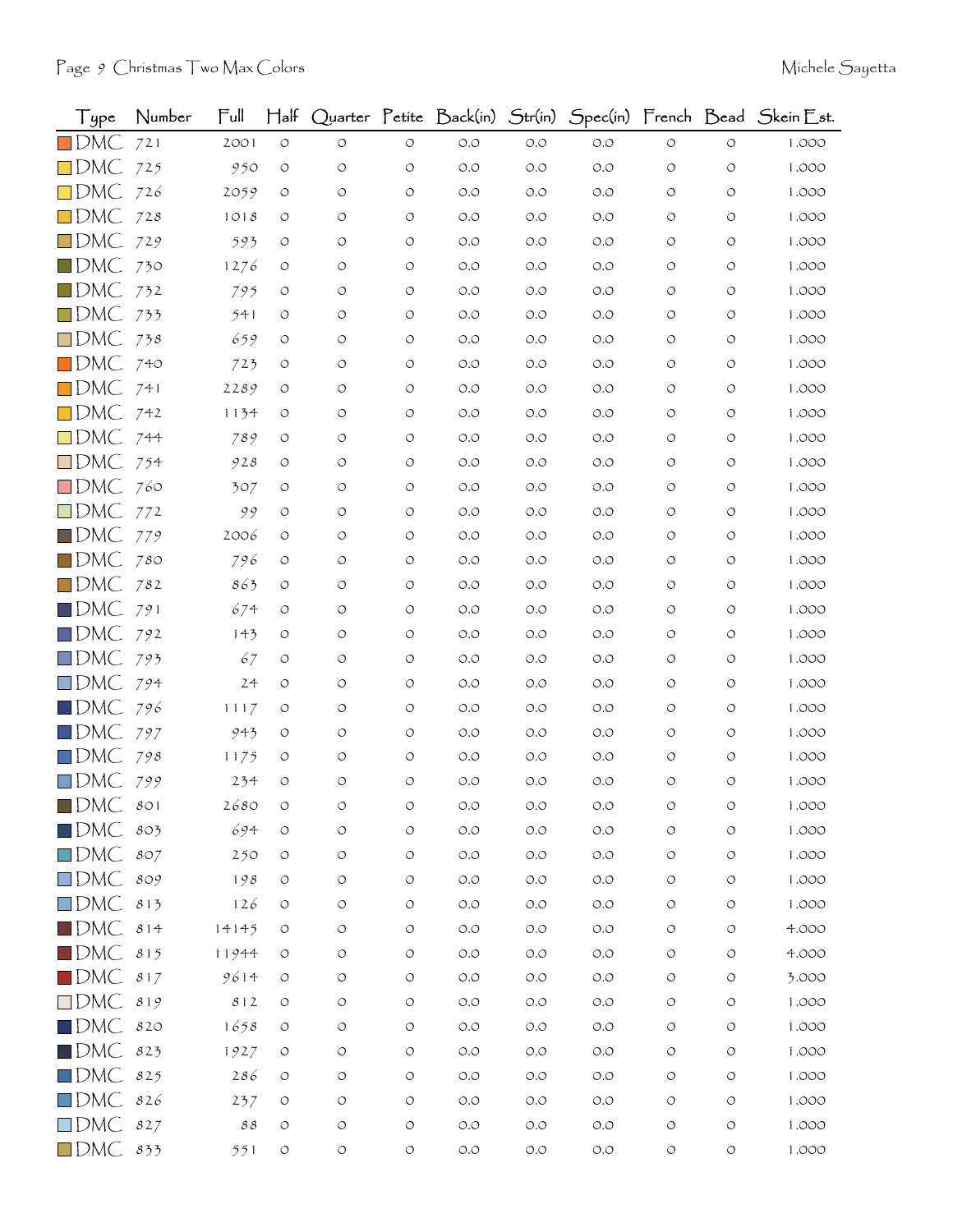| Type | Number | Full | Half | Quarter | Petite | Back(in) | Str(in) | Spec(in) | French | Bead | Skein Est. |
|---|---|---|---|---|---|---|---|---|---|---|---|
| DMC | 721 | 2001 | 0 | 0 | 0 | 0.0 | 0.0 | 0.0 | 0 | 0 | 1.000 |
| DMC | 725 | 950 | 0 | 0 | 0 | 0.0 | 0.0 | 0.0 | 0 | 0 | 1.000 |
| DMC | 726 | 2059 | 0 | 0 | 0 | 0.0 | 0.0 | 0.0 | 0 | 0 | 1.000 |
| DMC | 728 | 1018 | 0 | 0 | 0 | 0.0 | 0.0 | 0.0 | 0 | 0 | 1.000 |
| DMC | 729 | 593 | 0 | 0 | 0 | 0.0 | 0.0 | 0.0 | 0 | 0 | 1.000 |
| DMC | 730 | 1276 | 0 | 0 | 0 | 0.0 | 0.0 | 0.0 | 0 | 0 | 1.000 |
| DMC | 732 | 795 | 0 | 0 | 0 | 0.0 | 0.0 | 0.0 | 0 | 0 | 1.000 |
| DMC | 733 | 541 | 0 | 0 | 0 | 0.0 | 0.0 | 0.0 | 0 | 0 | 1.000 |
| DMC | 738 | 659 | 0 | 0 | 0 | 0.0 | 0.0 | 0.0 | 0 | 0 | 1.000 |
| DMC | 740 | 723 | 0 | 0 | 0 | 0.0 | 0.0 | 0.0 | 0 | 0 | 1.000 |
| DMC | 741 | 2289 | 0 | 0 | 0 | 0.0 | 0.0 | 0.0 | 0 | 0 | 1.000 |
| DMC | 742 | 1134 | 0 | 0 | 0 | 0.0 | 0.0 | 0.0 | 0 | 0 | 1.000 |
| DMC | 744 | 789 | 0 | 0 | 0 | 0.0 | 0.0 | 0.0 | 0 | 0 | 1.000 |
| DMC | 754 | 928 | 0 | 0 | 0 | 0.0 | 0.0 | 0.0 | 0 | 0 | 1.000 |
| DMC | 760 | 307 | 0 | 0 | 0 | 0.0 | 0.0 | 0.0 | 0 | 0 | 1.000 |
| DMC | 772 | 99 | 0 | 0 | 0 | 0.0 | 0.0 | 0.0 | 0 | 0 | 1.000 |
| DMC | 779 | 2006 | 0 | 0 | 0 | 0.0 | 0.0 | 0.0 | 0 | 0 | 1.000 |
| DMC | 780 | 796 | 0 | 0 | 0 | 0.0 | 0.0 | 0.0 | 0 | 0 | 1.000 |
| DMC | 782 | 863 | 0 | 0 | 0 | 0.0 | 0.0 | 0.0 | 0 | 0 | 1.000 |
| DMC | 791 | 674 | 0 | 0 | 0 | 0.0 | 0.0 | 0.0 | 0 | 0 | 1.000 |
| DMC | 792 | 143 | 0 | 0 | 0 | 0.0 | 0.0 | 0.0 | 0 | 0 | 1.000 |
| DMC | 793 | 67 | 0 | 0 | 0 | 0.0 | 0.0 | 0.0 | 0 | 0 | 1.000 |
| DMC | 794 | 24 | 0 | 0 | 0 | 0.0 | 0.0 | 0.0 | 0 | 0 | 1.000 |
| DMC | 796 | 1117 | 0 | 0 | 0 | 0.0 | 0.0 | 0.0 | 0 | 0 | 1.000 |
| DMC | 797 | 943 | 0 | 0 | 0 | 0.0 | 0.0 | 0.0 | 0 | 0 | 1.000 |
| DMC | 798 | 1175 | 0 | 0 | 0 | 0.0 | 0.0 | 0.0 | 0 | 0 | 1.000 |
| DMC | 799 | 234 | 0 | 0 | 0 | 0.0 | 0.0 | 0.0 | 0 | 0 | 1.000 |
| DMC | 801 | 2680 | 0 | 0 | 0 | 0.0 | 0.0 | 0.0 | 0 | 0 | 1.000 |
| DMC | 803 | 694 | 0 | 0 | 0 | 0.0 | 0.0 | 0.0 | 0 | 0 | 1.000 |
| DMC | 807 | 250 | 0 | 0 | 0 | 0.0 | 0.0 | 0.0 | 0 | 0 | 1.000 |
| DMC | 809 | 198 | 0 | 0 | 0 | 0.0 | 0.0 | 0.0 | 0 | 0 | 1.000 |
| DMC | 813 | 126 | 0 | 0 | 0 | 0.0 | 0.0 | 0.0 | 0 | 0 | 1.000 |
| DMC | 814 | 14145 | 0 | 0 | 0 | 0.0 | 0.0 | 0.0 | 0 | 0 | 4.000 |
| DMC | 815 | 11944 | 0 | 0 | 0 | 0.0 | 0.0 | 0.0 | 0 | 0 | 4.000 |
| DMC | 817 | 9614 | 0 | 0 | 0 | 0.0 | 0.0 | 0.0 | 0 | 0 | 3.000 |
| DMC | 819 | 812 | 0 | 0 | 0 | 0.0 | 0.0 | 0.0 | 0 | 0 | 1.000 |
| DMC | 820 | 1658 | 0 | 0 | 0 | 0.0 | 0.0 | 0.0 | 0 | 0 | 1.000 |
| DMC | 823 | 1927 | 0 | 0 | 0 | 0.0 | 0.0 | 0.0 | 0 | 0 | 1.000 |
| DMC | 825 | 286 | 0 | 0 | 0 | 0.0 | 0.0 | 0.0 | 0 | 0 | 1.000 |
| DMC | 826 | 237 | 0 | 0 | 0 | 0.0 | 0.0 | 0.0 | 0 | 0 | 1.000 |
| DMC | 827 | 88 | 0 | 0 | 0 | 0.0 | 0.0 | 0.0 | 0 | 0 | 1.000 |
| DMC | 833 | 551 | 0 | 0 | 0 | 0.0 | 0.0 | 0.0 | 0 | 0 | 1.000 |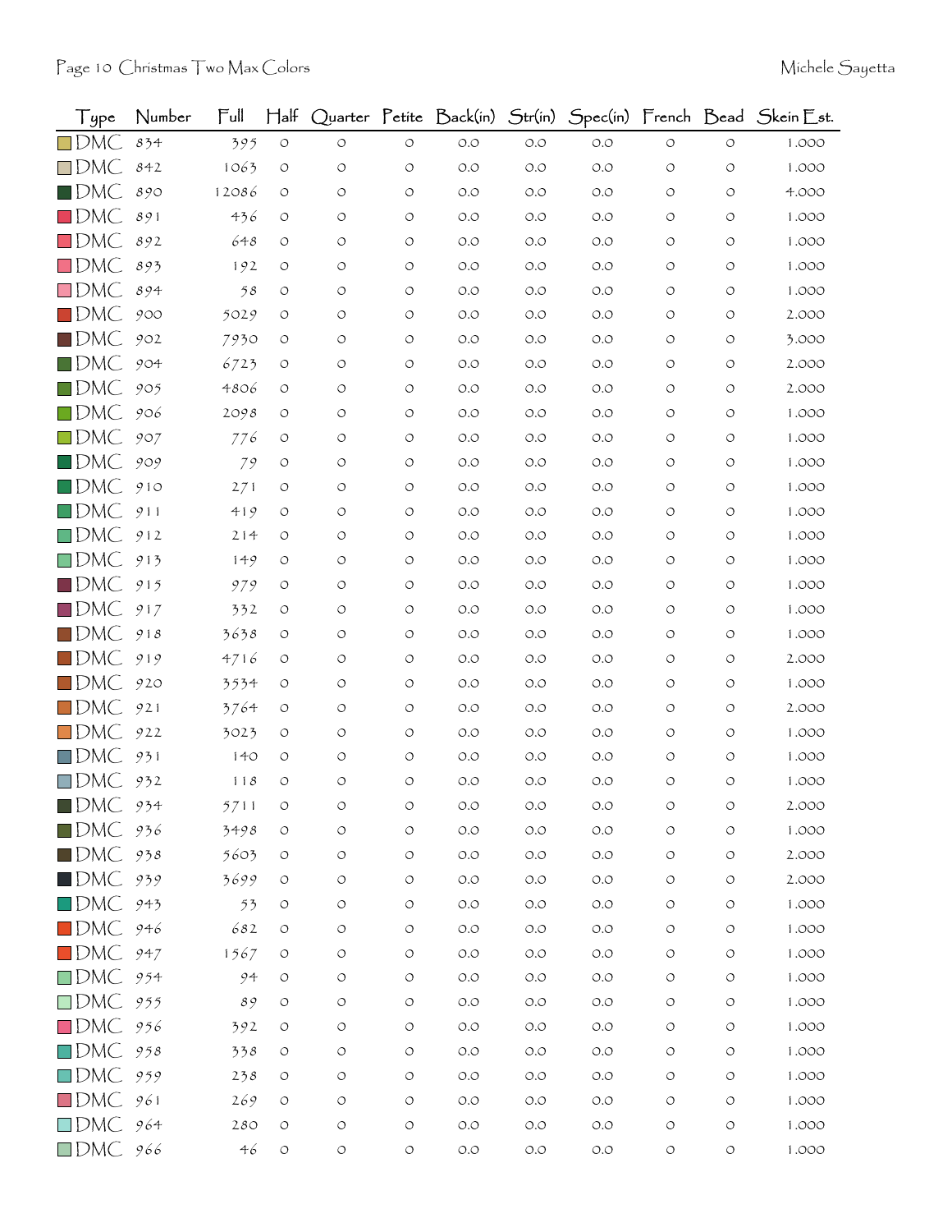| Type | Number | Full | Half | Quarter | Petite | Back(in) | Str(in) | Spec(in) | French | Bead | Skein Est. |
|---|---|---|---|---|---|---|---|---|---|---|---|
| DMC | 834 | 395 | 0 | 0 | 0 | 0.0 | 0.0 | 0.0 | 0 | 0 | 1.000 |
| DMC | 842 | 1063 | 0 | 0 | 0 | 0.0 | 0.0 | 0.0 | 0 | 0 | 1.000 |
| DMC | 890 | 12086 | 0 | 0 | 0 | 0.0 | 0.0 | 0.0 | 0 | 0 | 4.000 |
| DMC | 891 | 436 | 0 | 0 | 0 | 0.0 | 0.0 | 0.0 | 0 | 0 | 1.000 |
| DMC | 892 | 648 | 0 | 0 | 0 | 0.0 | 0.0 | 0.0 | 0 | 0 | 1.000 |
| DMC | 893 | 192 | 0 | 0 | 0 | 0.0 | 0.0 | 0.0 | 0 | 0 | 1.000 |
| DMC | 894 | 58 | 0 | 0 | 0 | 0.0 | 0.0 | 0.0 | 0 | 0 | 1.000 |
| DMC | 900 | 5029 | 0 | 0 | 0 | 0.0 | 0.0 | 0.0 | 0 | 0 | 2.000 |
| DMC | 902 | 7930 | 0 | 0 | 0 | 0.0 | 0.0 | 0.0 | 0 | 0 | 3.000 |
| DMC | 904 | 6723 | 0 | 0 | 0 | 0.0 | 0.0 | 0.0 | 0 | 0 | 2.000 |
| DMC | 905 | 4806 | 0 | 0 | 0 | 0.0 | 0.0 | 0.0 | 0 | 0 | 2.000 |
| DMC | 906 | 2098 | 0 | 0 | 0 | 0.0 | 0.0 | 0.0 | 0 | 0 | 1.000 |
| DMC | 907 | 776 | 0 | 0 | 0 | 0.0 | 0.0 | 0.0 | 0 | 0 | 1.000 |
| DMC | 909 | 79 | 0 | 0 | 0 | 0.0 | 0.0 | 0.0 | 0 | 0 | 1.000 |
| DMC | 910 | 271 | 0 | 0 | 0 | 0.0 | 0.0 | 0.0 | 0 | 0 | 1.000 |
| DMC | 911 | 419 | 0 | 0 | 0 | 0.0 | 0.0 | 0.0 | 0 | 0 | 1.000 |
| DMC | 912 | 214 | 0 | 0 | 0 | 0.0 | 0.0 | 0.0 | 0 | 0 | 1.000 |
| DMC | 913 | 149 | 0 | 0 | 0 | 0.0 | 0.0 | 0.0 | 0 | 0 | 1.000 |
| DMC | 915 | 979 | 0 | 0 | 0 | 0.0 | 0.0 | 0.0 | 0 | 0 | 1.000 |
| DMC | 917 | 332 | 0 | 0 | 0 | 0.0 | 0.0 | 0.0 | 0 | 0 | 1.000 |
| DMC | 918 | 3638 | 0 | 0 | 0 | 0.0 | 0.0 | 0.0 | 0 | 0 | 1.000 |
| DMC | 919 | 4716 | 0 | 0 | 0 | 0.0 | 0.0 | 0.0 | 0 | 0 | 2.000 |
| DMC | 920 | 3534 | 0 | 0 | 0 | 0.0 | 0.0 | 0.0 | 0 | 0 | 1.000 |
| DMC | 921 | 3764 | 0 | 0 | 0 | 0.0 | 0.0 | 0.0 | 0 | 0 | 2.000 |
| DMC | 922 | 3023 | 0 | 0 | 0 | 0.0 | 0.0 | 0.0 | 0 | 0 | 1.000 |
| DMC | 931 | 140 | 0 | 0 | 0 | 0.0 | 0.0 | 0.0 | 0 | 0 | 1.000 |
| DMC | 932 | 118 | 0 | 0 | 0 | 0.0 | 0.0 | 0.0 | 0 | 0 | 1.000 |
| DMC | 934 | 5711 | 0 | 0 | 0 | 0.0 | 0.0 | 0.0 | 0 | 0 | 2.000 |
| DMC | 936 | 3498 | 0 | 0 | 0 | 0.0 | 0.0 | 0.0 | 0 | 0 | 1.000 |
| DMC | 938 | 5603 | 0 | 0 | 0 | 0.0 | 0.0 | 0.0 | 0 | 0 | 2.000 |
| DMC | 939 | 3699 | 0 | 0 | 0 | 0.0 | 0.0 | 0.0 | 0 | 0 | 2.000 |
| DMC | 943 | 53 | 0 | 0 | 0 | 0.0 | 0.0 | 0.0 | 0 | 0 | 1.000 |
| DMC | 946 | 682 | 0 | 0 | 0 | 0.0 | 0.0 | 0.0 | 0 | 0 | 1.000 |
| DMC | 947 | 1567 | 0 | 0 | 0 | 0.0 | 0.0 | 0.0 | 0 | 0 | 1.000 |
| DMC | 954 | 94 | 0 | 0 | 0 | 0.0 | 0.0 | 0.0 | 0 | 0 | 1.000 |
| DMC | 955 | 89 | 0 | 0 | 0 | 0.0 | 0.0 | 0.0 | 0 | 0 | 1.000 |
| DMC | 956 | 392 | 0 | 0 | 0 | 0.0 | 0.0 | 0.0 | 0 | 0 | 1.000 |
| DMC | 958 | 338 | 0 | 0 | 0 | 0.0 | 0.0 | 0.0 | 0 | 0 | 1.000 |
| DMC | 959 | 238 | 0 | 0 | 0 | 0.0 | 0.0 | 0.0 | 0 | 0 | 1.000 |
| DMC | 961 | 269 | 0 | 0 | 0 | 0.0 | 0.0 | 0.0 | 0 | 0 | 1.000 |
| DMC | 964 | 280 | 0 | 0 | 0 | 0.0 | 0.0 | 0.0 | 0 | 0 | 1.000 |
| DMC | 966 | 46 | 0 | 0 | 0 | 0.0 | 0.0 | 0.0 | 0 | 0 | 1.000 |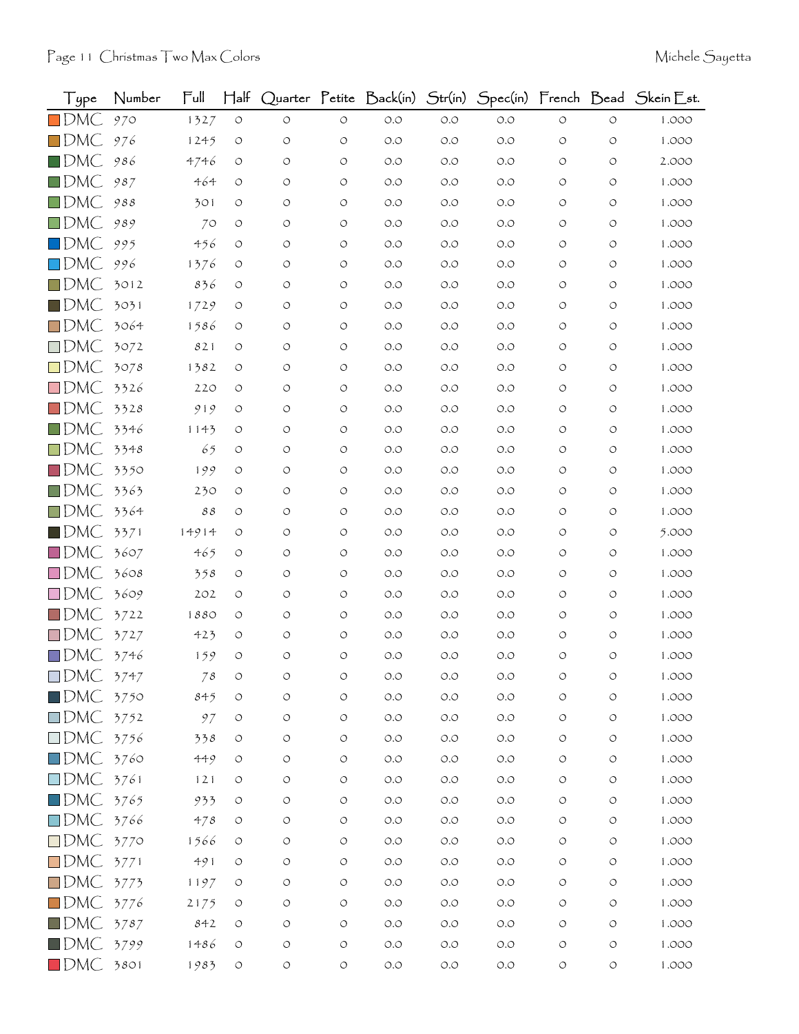| Type | Number | Full | Half | Quarter | Petite | Back(in) | Str(in) | Spec(in) | French | Bead | Skein Est. |
|---|---|---|---|---|---|---|---|---|---|---|---|
| DMC | 970 | 1327 | 0 | 0 | 0 | 0.0 | 0.0 | 0.0 | 0 | 0 | 1.000 |
| DMC | 976 | 1245 | 0 | 0 | 0 | 0.0 | 0.0 | 0.0 | 0 | 0 | 1.000 |
| DMC | 986 | 4746 | 0 | 0 | 0 | 0.0 | 0.0 | 0.0 | 0 | 0 | 2.000 |
| DMC | 987 | 464 | 0 | 0 | 0 | 0.0 | 0.0 | 0.0 | 0 | 0 | 1.000 |
| DMC | 988 | 301 | 0 | 0 | 0 | 0.0 | 0.0 | 0.0 | 0 | 0 | 1.000 |
| DMC | 989 | 70 | 0 | 0 | 0 | 0.0 | 0.0 | 0.0 | 0 | 0 | 1.000 |
| DMC | 995 | 456 | 0 | 0 | 0 | 0.0 | 0.0 | 0.0 | 0 | 0 | 1.000 |
| DMC | 996 | 1376 | 0 | 0 | 0 | 0.0 | 0.0 | 0.0 | 0 | 0 | 1.000 |
| DMC | 3012 | 836 | 0 | 0 | 0 | 0.0 | 0.0 | 0.0 | 0 | 0 | 1.000 |
| DMC | 3031 | 1729 | 0 | 0 | 0 | 0.0 | 0.0 | 0.0 | 0 | 0 | 1.000 |
| DMC | 3064 | 1586 | 0 | 0 | 0 | 0.0 | 0.0 | 0.0 | 0 | 0 | 1.000 |
| DMC | 3072 | 821 | 0 | 0 | 0 | 0.0 | 0.0 | 0.0 | 0 | 0 | 1.000 |
| DMC | 3078 | 1382 | 0 | 0 | 0 | 0.0 | 0.0 | 0.0 | 0 | 0 | 1.000 |
| DMC | 3326 | 220 | 0 | 0 | 0 | 0.0 | 0.0 | 0.0 | 0 | 0 | 1.000 |
| DMC | 3328 | 919 | 0 | 0 | 0 | 0.0 | 0.0 | 0.0 | 0 | 0 | 1.000 |
| DMC | 3346 | 1143 | 0 | 0 | 0 | 0.0 | 0.0 | 0.0 | 0 | 0 | 1.000 |
| DMC | 3348 | 65 | 0 | 0 | 0 | 0.0 | 0.0 | 0.0 | 0 | 0 | 1.000 |
| DMC | 3350 | 199 | 0 | 0 | 0 | 0.0 | 0.0 | 0.0 | 0 | 0 | 1.000 |
| DMC | 3363 | 230 | 0 | 0 | 0 | 0.0 | 0.0 | 0.0 | 0 | 0 | 1.000 |
| DMC | 3364 | 88 | 0 | 0 | 0 | 0.0 | 0.0 | 0.0 | 0 | 0 | 1.000 |
| DMC | 3371 | 14914 | 0 | 0 | 0 | 0.0 | 0.0 | 0.0 | 0 | 0 | 5.000 |
| DMC | 3607 | 465 | 0 | 0 | 0 | 0.0 | 0.0 | 0.0 | 0 | 0 | 1.000 |
| DMC | 3608 | 358 | 0 | 0 | 0 | 0.0 | 0.0 | 0.0 | 0 | 0 | 1.000 |
| DMC | 3609 | 202 | 0 | 0 | 0 | 0.0 | 0.0 | 0.0 | 0 | 0 | 1.000 |
| DMC | 3722 | 1880 | 0 | 0 | 0 | 0.0 | 0.0 | 0.0 | 0 | 0 | 1.000 |
| DMC | 3727 | 423 | 0 | 0 | 0 | 0.0 | 0.0 | 0.0 | 0 | 0 | 1.000 |
| DMC | 3746 | 159 | 0 | 0 | 0 | 0.0 | 0.0 | 0.0 | 0 | 0 | 1.000 |
| DMC | 3747 | 78 | 0 | 0 | 0 | 0.0 | 0.0 | 0.0 | 0 | 0 | 1.000 |
| DMC | 3750 | 845 | 0 | 0 | 0 | 0.0 | 0.0 | 0.0 | 0 | 0 | 1.000 |
| DMC | 3752 | 97 | 0 | 0 | 0 | 0.0 | 0.0 | 0.0 | 0 | 0 | 1.000 |
| DMC | 3756 | 338 | 0 | 0 | 0 | 0.0 | 0.0 | 0.0 | 0 | 0 | 1.000 |
| DMC | 3760 | 449 | 0 | 0 | 0 | 0.0 | 0.0 | 0.0 | 0 | 0 | 1.000 |
| DMC | 3761 | 121 | 0 | 0 | 0 | 0.0 | 0.0 | 0.0 | 0 | 0 | 1.000 |
| DMC | 3765 | 933 | 0 | 0 | 0 | 0.0 | 0.0 | 0.0 | 0 | 0 | 1.000 |
| DMC | 3766 | 478 | 0 | 0 | 0 | 0.0 | 0.0 | 0.0 | 0 | 0 | 1.000 |
| DMC | 3770 | 1566 | 0 | 0 | 0 | 0.0 | 0.0 | 0.0 | 0 | 0 | 1.000 |
| DMC | 3771 | 491 | 0 | 0 | 0 | 0.0 | 0.0 | 0.0 | 0 | 0 | 1.000 |
| DMC | 3773 | 1197 | 0 | 0 | 0 | 0.0 | 0.0 | 0.0 | 0 | 0 | 1.000 |
| DMC | 3776 | 2175 | 0 | 0 | 0 | 0.0 | 0.0 | 0.0 | 0 | 0 | 1.000 |
| DMC | 3787 | 842 | 0 | 0 | 0 | 0.0 | 0.0 | 0.0 | 0 | 0 | 1.000 |
| DMC | 3799 | 1486 | 0 | 0 | 0 | 0.0 | 0.0 | 0.0 | 0 | 0 | 1.000 |
| DMC | 3801 | 1983 | 0 | 0 | 0 | 0.0 | 0.0 | 0.0 | 0 | 0 | 1.000 |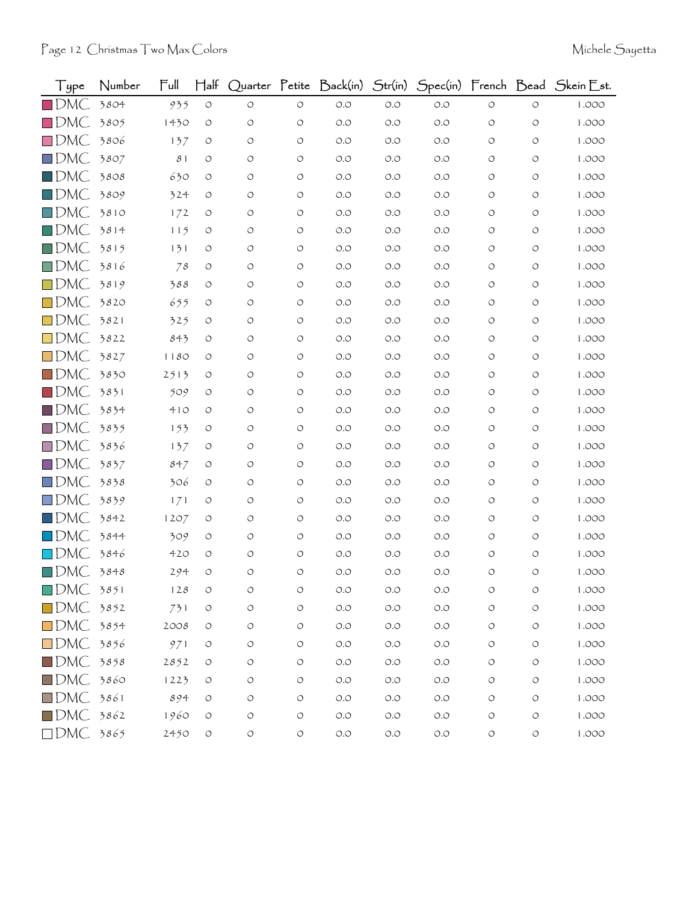| Type | Number | Full | Half | Quarter | Petite | Back(in) | Str(in) | Spec(in) | French | Bead | Skein Est. |
|---|---|---|---|---|---|---|---|---|---|---|---|
| DMC | 3804 | 935 | 0 | 0 | 0 | 0.0 | 0.0 | 0.0 | 0 | 0 | 1.000 |
| DMC | 3805 | 1430 | 0 | 0 | 0 | 0.0 | 0.0 | 0.0 | 0 | 0 | 1.000 |
| DMC | 3806 | 137 | 0 | 0 | 0 | 0.0 | 0.0 | 0.0 | 0 | 0 | 1.000 |
| DMC | 3807 | 81 | 0 | 0 | 0 | 0.0 | 0.0 | 0.0 | 0 | 0 | 1.000 |
| DMC | 3808 | 630 | 0 | 0 | 0 | 0.0 | 0.0 | 0.0 | 0 | 0 | 1.000 |
| DMC | 3809 | 324 | 0 | 0 | 0 | 0.0 | 0.0 | 0.0 | 0 | 0 | 1.000 |
| DMC | 3810 | 172 | 0 | 0 | 0 | 0.0 | 0.0 | 0.0 | 0 | 0 | 1.000 |
| DMC | 3814 | 115 | 0 | 0 | 0 | 0.0 | 0.0 | 0.0 | 0 | 0 | 1.000 |
| DMC | 3815 | 131 | 0 | 0 | 0 | 0.0 | 0.0 | 0.0 | 0 | 0 | 1.000 |
| DMC | 3816 | 78 | 0 | 0 | 0 | 0.0 | 0.0 | 0.0 | 0 | 0 | 1.000 |
| DMC | 3819 | 388 | 0 | 0 | 0 | 0.0 | 0.0 | 0.0 | 0 | 0 | 1.000 |
| DMC | 3820 | 655 | 0 | 0 | 0 | 0.0 | 0.0 | 0.0 | 0 | 0 | 1.000 |
| DMC | 3821 | 325 | 0 | 0 | 0 | 0.0 | 0.0 | 0.0 | 0 | 0 | 1.000 |
| DMC | 3822 | 843 | 0 | 0 | 0 | 0.0 | 0.0 | 0.0 | 0 | 0 | 1.000 |
| DMC | 3827 | 1180 | 0 | 0 | 0 | 0.0 | 0.0 | 0.0 | 0 | 0 | 1.000 |
| DMC | 3830 | 2513 | 0 | 0 | 0 | 0.0 | 0.0 | 0.0 | 0 | 0 | 1.000 |
| DMC | 3831 | 509 | 0 | 0 | 0 | 0.0 | 0.0 | 0.0 | 0 | 0 | 1.000 |
| DMC | 3834 | 410 | 0 | 0 | 0 | 0.0 | 0.0 | 0.0 | 0 | 0 | 1.000 |
| DMC | 3835 | 153 | 0 | 0 | 0 | 0.0 | 0.0 | 0.0 | 0 | 0 | 1.000 |
| DMC | 3836 | 137 | 0 | 0 | 0 | 0.0 | 0.0 | 0.0 | 0 | 0 | 1.000 |
| DMC | 3837 | 847 | 0 | 0 | 0 | 0.0 | 0.0 | 0.0 | 0 | 0 | 1.000 |
| DMC | 3838 | 306 | 0 | 0 | 0 | 0.0 | 0.0 | 0.0 | 0 | 0 | 1.000 |
| DMC | 3839 | 171 | 0 | 0 | 0 | 0.0 | 0.0 | 0.0 | 0 | 0 | 1.000 |
| DMC | 3842 | 1207 | 0 | 0 | 0 | 0.0 | 0.0 | 0.0 | 0 | 0 | 1.000 |
| DMC | 3844 | 309 | 0 | 0 | 0 | 0.0 | 0.0 | 0.0 | 0 | 0 | 1.000 |
| DMC | 3846 | 420 | 0 | 0 | 0 | 0.0 | 0.0 | 0.0 | 0 | 0 | 1.000 |
| DMC | 3848 | 294 | 0 | 0 | 0 | 0.0 | 0.0 | 0.0 | 0 | 0 | 1.000 |
| DMC | 3851 | 128 | 0 | 0 | 0 | 0.0 | 0.0 | 0.0 | 0 | 0 | 1.000 |
| DMC | 3852 | 731 | 0 | 0 | 0 | 0.0 | 0.0 | 0.0 | 0 | 0 | 1.000 |
| DMC | 3854 | 2008 | 0 | 0 | 0 | 0.0 | 0.0 | 0.0 | 0 | 0 | 1.000 |
| DMC | 3856 | 971 | 0 | 0 | 0 | 0.0 | 0.0 | 0.0 | 0 | 0 | 1.000 |
| DMC | 3858 | 2852 | 0 | 0 | 0 | 0.0 | 0.0 | 0.0 | 0 | 0 | 1.000 |
| DMC | 3860 | 1223 | 0 | 0 | 0 | 0.0 | 0.0 | 0.0 | 0 | 0 | 1.000 |
| DMC | 3861 | 894 | 0 | 0 | 0 | 0.0 | 0.0 | 0.0 | 0 | 0 | 1.000 |
| DMC | 3862 | 1960 | 0 | 0 | 0 | 0.0 | 0.0 | 0.0 | 0 | 0 | 1.000 |
| DMC | 3865 | 2450 | 0 | 0 | 0 | 0.0 | 0.0 | 0.0 | 0 | 0 | 1.000 |